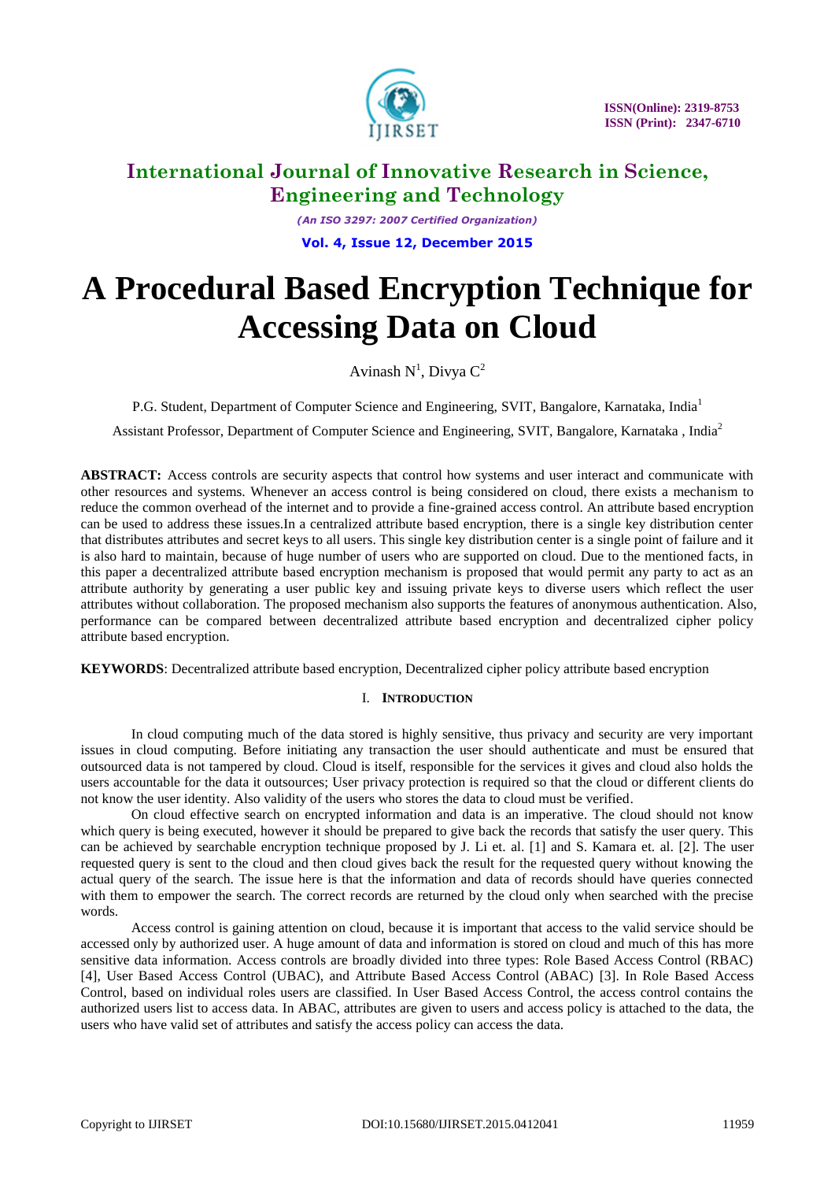# International Journal of Innovative Research in Science, Engineering and Technology

*(An ISO 3297: 2007 Certified Organization)*

**Vol. 4, Issue 12, December 2015**

# A Procedural Based Encryption Technique for Accessing Data on Cloud

Avinash N[1], Divya C[2]

P.G. Student, Department of Computer Science and Engineering, SVIT, Bangalore, Karnataka, India[1]

Assistant Professor, Department of Computer Science and Engineering, SVIT, Bangalore, Karnataka , India[2]

**ABSTRACT:** Access controls are security aspects that control how systems and user interact and communicate with other resources and systems. Whenever an access control is being considered on cloud, there exists a mechanism to reduce the common overhead of the internet and to provide a fine-grained access control. An attribute based encryption can be used to address these issues.In a centralized attribute based encryption, there is a single key distribution center that distributes attributes and secret keys to all users. This single key distribution center is a single point of failure and it is also hard to maintain, because of huge number of users who are supported on cloud. Due to the mentioned facts, in this paper a decentralized attribute based encryption mechanism is proposed that would permit any party to act as an attribute authority by generating a user public key and issuing private keys to diverse users which reflect the user attributes without collaboration. The proposed mechanism also supports the features of anonymous authentication. Also, performance can be compared between decentralized attribute based encryption and decentralized cipher policy attribute based encryption.

**KEYWORDS**: Decentralized attribute based encryption, Decentralized cipher policy attribute based encryption

## I. INTRODUCTION

In cloud computing much of the data stored is highly sensitive, thus privacy and security are very important issues in cloud computing. Before initiating any transaction the user should authenticate and must be ensured that outsourced data is not tampered by cloud. Cloud is itself, responsible for the services it gives and cloud also holds the users accountable for the data it outsources; User privacy protection is required so that the cloud or different clients do not know the user identity. Also validity of the users who stores the data to cloud must be verified.

On cloud effective search on encrypted information and data is an imperative. The cloud should not know which query is being executed, however it should be prepared to give back the records that satisfy the user query. This can be achieved by searchable encryption technique proposed by J. Li et. al. [1] and S. Kamara et. al. [2]. The user requested query is sent to the cloud and then cloud gives back the result for the requested query without knowing the actual query of the search. The issue here is that the information and data of records should have queries connected with them to empower the search. The correct records are returned by the cloud only when searched with the precise words.

Access control is gaining attention on cloud, because it is important that access to the valid service should be accessed only by authorized user. A huge amount of data and information is stored on cloud and much of this has more sensitive data information. Access controls are broadly divided into three types: Role Based Access Control (RBAC) [4], User Based Access Control (UBAC), and Attribute Based Access Control (ABAC) [3]. In Role Based Access Control, based on individual roles users are classified. In User Based Access Control, the access control contains the authorized users list to access data. In ABAC, attributes are given to users and access policy is attached to the data, the users who have valid set of attributes and satisfy the access policy can access the data.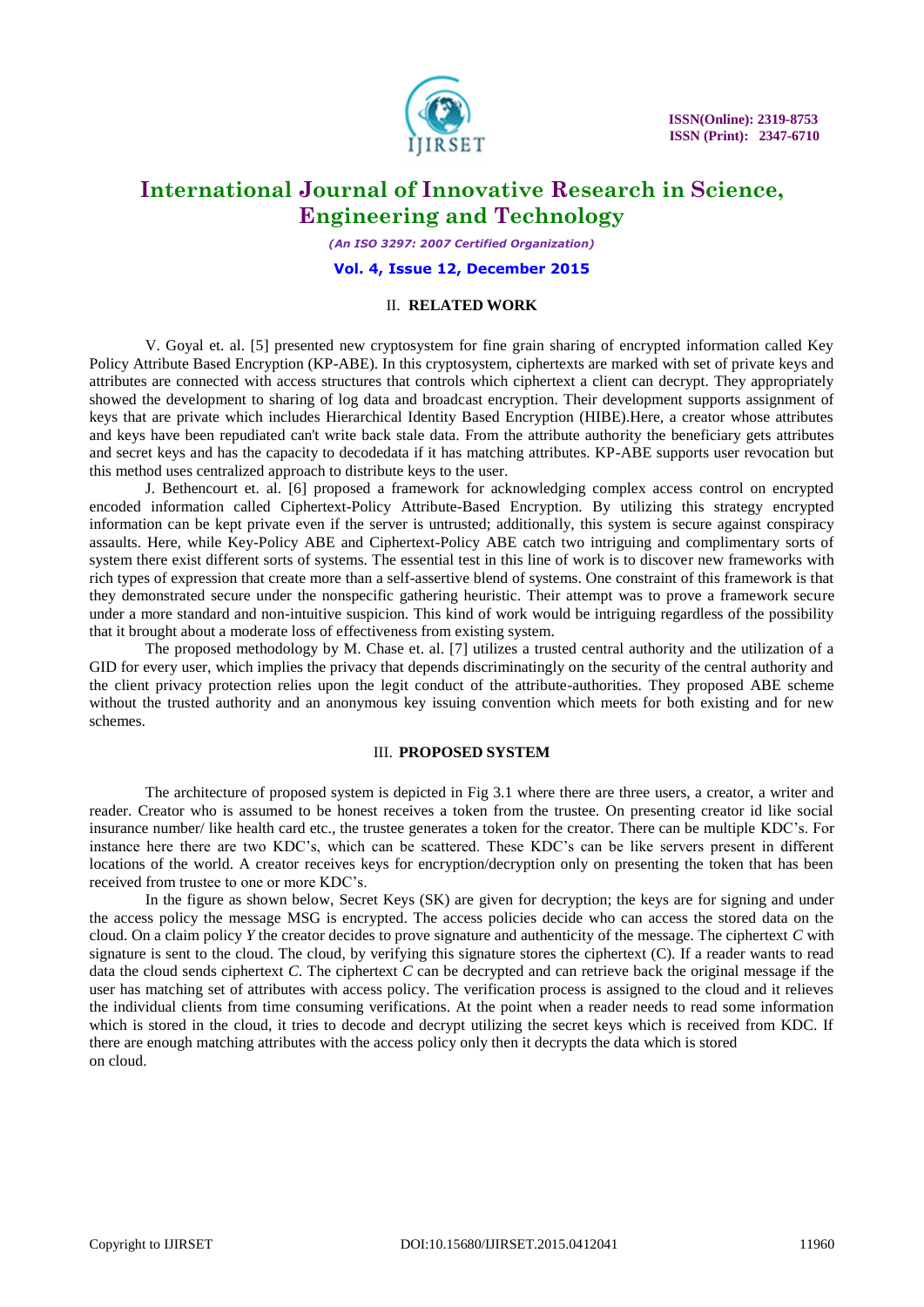## II. RELATED WORK

V. Goyal et. al. [5] presented new cryptosystem for fine grain sharing of encrypted information called Key Policy Attribute Based Encryption (KP-ABE). In this cryptosystem, ciphertexts are marked with set of private keys and attributes are connected with access structures that controls which ciphertext a client can decrypt. They appropriately showed the development to sharing of log data and broadcast encryption. Their development supports assignment of keys that are private which includes Hierarchical Identity Based Encryption (HIBE).Here, a creator whose attributes and keys have been repudiated can't write back stale data. From the attribute authority the beneficiary gets attributes and secret keys and has the capacity to decodedata if it has matching attributes. KP-ABE supports user revocation but this method uses centralized approach to distribute keys to the user.

J. Bethencourt et. al. [6] proposed a framework for acknowledging complex access control on encrypted encoded information called Ciphertext-Policy Attribute-Based Encryption. By utilizing this strategy encrypted information can be kept private even if the server is untrusted; additionally, this system is secure against conspiracy assaults. Here, while Key-Policy ABE and Ciphertext-Policy ABE catch two intriguing and complimentary sorts of system there exist different sorts of systems. The essential test in this line of work is to discover new frameworks with rich types of expression that create more than a self-assertive blend of systems. One constraint of this framework is that they demonstrated secure under the nonspecific gathering heuristic. Their attempt was to prove a framework secure under a more standard and non-intuitive suspicion. This kind of work would be intriguing regardless of the possibility that it brought about a moderate loss of effectiveness from existing system.

The proposed methodology by M. Chase et. al. [7] utilizes a trusted central authority and the utilization of a GID for every user, which implies the privacy that depends discriminatingly on the security of the central authority and the client privacy protection relies upon the legit conduct of the attribute-authorities. They proposed ABE scheme without the trusted authority and an anonymous key issuing convention which meets for both existing and for new schemes.

## III. PROPOSED SYSTEM

The architecture of proposed system is depicted in Fig 3.1 where there are three users, a creator, a writer and reader. Creator who is assumed to be honest receives a token from the trustee. On presenting creator id like social insurance number/ like health card etc., the trustee generates a token for the creator. There can be multiple KDC's. For instance here there are two KDC's, which can be scattered. These KDC's can be like servers present in different locations of the world. A creator receives keys for encryption/decryption only on presenting the token that has been received from trustee to one or more KDC's.

In the figure as shown below, Secret Keys (SK) are given for decryption; the keys are for signing and under the access policy the message MSG is encrypted. The access policies decide who can access the stored data on the cloud. On a claim policy *Y* the creator decides to prove signature and authenticity of the message. The ciphertext *C* with signature is sent to the cloud. The cloud, by verifying this signature stores the ciphertext (C). If a reader wants to read data the cloud sends ciphertext *C*. The ciphertext *C* can be decrypted and can retrieve back the original message if the user has matching set of attributes with access policy. The verification process is assigned to the cloud and it relieves the individual clients from time consuming verifications. At the point when a reader needs to read some information which is stored in the cloud, it tries to decode and decrypt utilizing the secret keys which is received from KDC. If there are enough matching attributes with the access policy only then it decrypts the data which is stored on cloud.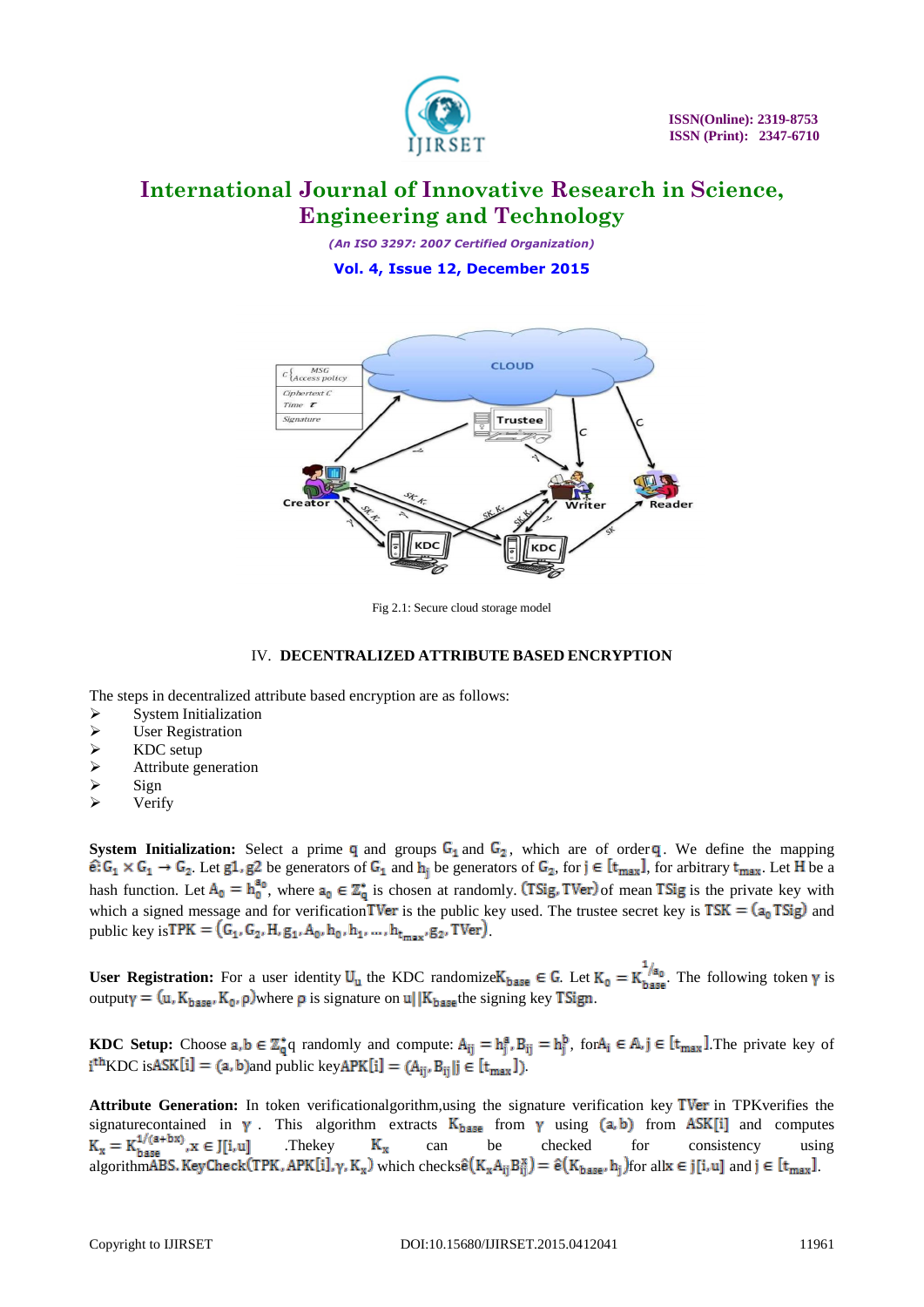Fig 2.1: Secure cloud storage model

## IV. DECENTRALIZED ATTRIBUTE BASED ENCRYPTION

The steps in decentralized attribute based encryption are as follows:

- System Initialization
- User Registration
- KDC setup
- Attribute generation
- Sign
- Verify

**System Initialization:** Select a prime $q$ and groups $G_1$ and $G_2$, which are of order $q$. We define the mapping $\hat{e}: G_1 \times G_1 \rightarrow G_2$. Let $g1, g2$ be generators of $G_1$ and $h_j$ be generators of $G_2$, for $j \in [t_{max}]$, for arbitrary $t_{max}$. Let $H$ be a hash function. Let $A_0 = h_0^{a_0}$, where $a_0 \in \mathbb{Z}_q^*$ is chosen at randomly. $(TSig, TVer)$ of mean $TSig$ is the private key with which a signed message and for verification $TVer$ is the public key used. The trustee secret key is $TSK = (a_0\, TSig)$ and public key is $TPK = (G_1, G_2, H, g_1, A_0, h_0, h_1, \ldots, h_{t_{max}}, g_2, TVer)$.

**User Registration:** For a user identity $U_u$ the KDC randomize $K_{base} \in G$. Let $K_0 = K_{base}^{1/a_0}$. The following token $\gamma$ is output $\gamma = (u, K_{base}, K_0, \rho)$ where $\rho$ is signature on $u||K_{base}$ the signing key $TSign$.

**KDC Setup:** Choose $a, b \in \mathbb{Z}_q^* q$ randomly and compute: $A_{ij} = h_j^a, B_{ij} = h_j^b$, for $A_i \in A, j \in [t_{max}]$. The private key of $i^{th}$ KDC is $ASK[i] = (a, b)$ and public key $APK[i] = (A_{ij}, B_{ij} | j \in [t_{max}])$.

**Attribute Generation:** In token verificational gorithm, using the signature verification key $TVer$ in TPK verifies the signature contained in $\gamma$. This algorithm extracts $K_{base}$ from $\gamma$ using $(a, b)$ from $ASK[i]$ and computes $K_x = K_{base}^{1/(a+bx)}, x \in J[i, u]$ .The key $K_x$ can be checked for consistency using algorithm $ABS.KeyCheck(TPK, APK[i], \gamma, K_x)$ which checks $\hat{e}(K_x A_{ij} B_{ij}^x) = \hat{e}(K_{base}, h_j)$ for all $x \in j[i, u]$ and $j \in [t_{max}]$.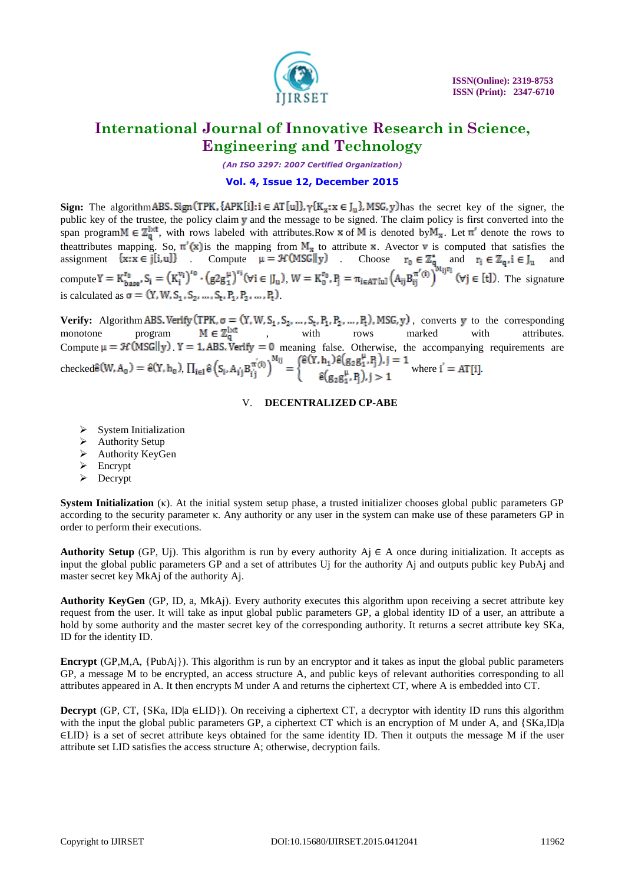**Sign:** The algorithm $\mathrm{ABS.Sign}(\mathrm{TPK}, \{\mathrm{APK}[i]: i \in \mathrm{AT}[u]\}, \gamma\{K_x: x \in J_u\}, \mathrm{MSG}, y)$ has the secret key of the signer, the public key of the trustee, the policy claim $y$ and the message to be signed. The claim policy is first converted into the span program $M \in \mathbb{Z}_q^{l \times t}$, with rows labeled with attributes. Row $x$ of $M$ is denoted by $M_x$. Let $\pi'$ denote the rows to the attributes mapping. So, $\pi'(x)$ is the mapping from $M_x$ to attribute $x$. A vector $v$ is computed that satisfies the assignment $\{x: x \in j[i,u]\}$ . Compute $\mu = \mathcal{H}(\mathrm{MSG} \| y)$ . Choose $r_0 \in \mathbb{Z}_q^*$ and $r_i \in \mathbb{Z}_q, i \in J_u$ and compute $Y = K_{base}^{r_0}, S_i = (K_i^{v_i})^{r_0} \cdot (g_2 g_1^{\mu})^{r_i} (\forall i \in |J_u), W = K_0^{r_0}, P_j = \pi_{i \in \mathrm{AT}[u]} \left(A_{ij} B_{ij}^{\pi'(i)}\right)^{M_{ij} r_i} (\forall j \in [t])$. The signature is calculated as $\sigma = (Y, W, S_1, S_2, \ldots, S_t, P_1, P_2, \ldots, P_t)$.

**Verify:** Algorithm $\mathrm{ABS.Verify}(\mathrm{TPK}, \sigma = (Y, W, S_1, S_2, \ldots, S_t, P_1, P_2, \ldots, P_t), \mathrm{MSG}, y)$ , converts $y$ to the corresponding monotone program $M \in \mathbb{Z}_q^{l \times t}$ , with rows marked with attributes. Compute $\mu = \mathcal{H}(\mathrm{MSG} \| y)$ . $Y = 1, \mathrm{ABS.Verify} = 0$ meaning false. Otherwise, the accompanying requirements are checked $\hat{e}(W, A_0) = \hat{e}(Y, h_0)$, $\prod_{i \in l} \hat{e}\left(S_i, A_{ij} B_{ij}^{\pi'(i)}\right)^{M_{ij}} = \begin{cases} \hat{e}(Y, h_1)\hat{e}(g_2 g_1^{\mu}, P_j), j = 1 \\ \hat{e}(g_2 g_1^{\mu}, P_j), j > 1 \end{cases}$ where $i' = \mathrm{AT}[i]$.

## V. DECENTRALIZED CP-ABE

- System Initialization
- Authority Setup
- Authority KeyGen
- Encrypt
- Decrypt

**System Initialization** (κ). At the initial system setup phase, a trusted initializer chooses global public parameters GP according to the security parameter κ. Any authority or any user in the system can make use of these parameters GP in order to perform their executions.

**Authority Setup** (GP, Uj). This algorithm is run by every authority Aj ∈ A once during initialization. It accepts as input the global public parameters GP and a set of attributes Uj for the authority Aj and outputs public key PubAj and master secret key MkAj of the authority Aj.

**Authority KeyGen** (GP, ID, a, MkAj). Every authority executes this algorithm upon receiving a secret attribute key request from the user. It will take as input global public parameters GP, a global identity ID of a user, an attribute a hold by some authority and the master secret key of the corresponding authority. It returns a secret attribute key SKa, ID for the identity ID.

**Encrypt** (GP,M,A, {PubAj}). This algorithm is run by an encryptor and it takes as input the global public parameters GP, a message M to be encrypted, an access structure A, and public keys of relevant authorities corresponding to all attributes appeared in A. It then encrypts M under A and returns the ciphertext CT, where A is embedded into CT.

**Decrypt** (GP, CT, {SKa, ID|a ∈LID}). On receiving a ciphertext CT, a decryptor with identity ID runs this algorithm with the input the global public parameters GP, a ciphertext CT which is an encryption of M under A, and {SKa,ID|a ∈LID} is a set of secret attribute keys obtained for the same identity ID. Then it outputs the message M if the user attribute set LID satisfies the access structure A; otherwise, decryption fails.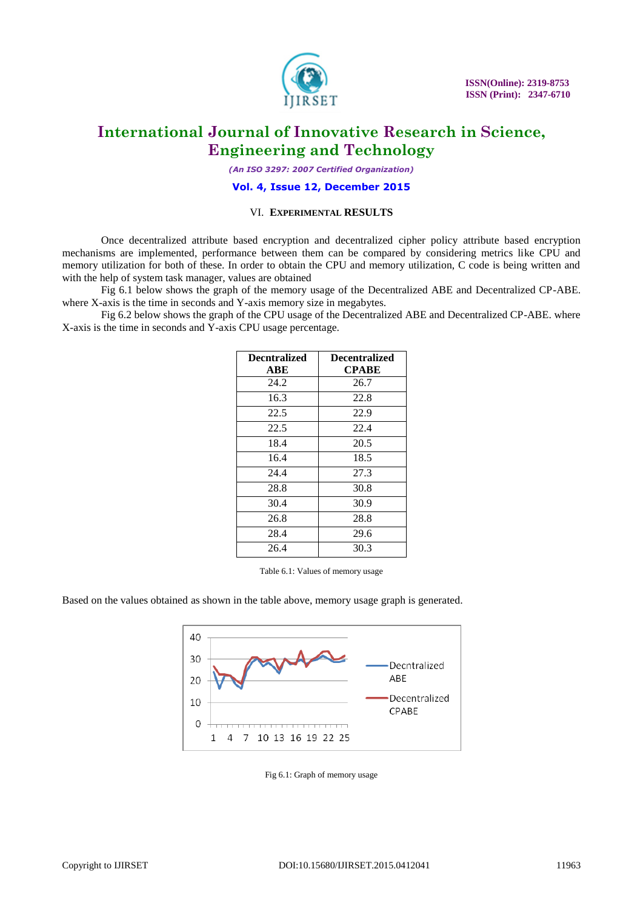## VI. EXPERIMENTAL RESULTS

Once decentralized attribute based encryption and decentralized cipher policy attribute based encryption mechanisms are implemented, performance between them can be compared by considering metrics like CPU and memory utilization for both of these. In order to obtain the CPU and memory utilization, C code is being written and with the help of system task manager, values are obtained

Fig 6.1 below shows the graph of the memory usage of the Decentralized ABE and Decentralized CP-ABE. where X-axis is the time in seconds and Y-axis memory size in megabytes.

Fig 6.2 below shows the graph of the CPU usage of the Decentralized ABE and Decentralized CP-ABE. where X-axis is the time in seconds and Y-axis CPU usage percentage.

| Decntralized ABE | Decentralized CPABE |
|---|---|
| 24.2 | 26.7 |
| 16.3 | 22.8 |
| 22.5 | 22.9 |
| 22.5 | 22.4 |
| 18.4 | 20.5 |
| 16.4 | 18.5 |
| 24.4 | 27.3 |
| 28.8 | 30.8 |
| 30.4 | 30.9 |
| 26.8 | 28.8 |
| 28.4 | 29.6 |
| 26.4 | 30.3 |

Table 6.1: Values of memory usage

Based on the values obtained as shown in the table above, memory usage graph is generated.

Fig 6.1: Graph of memory usage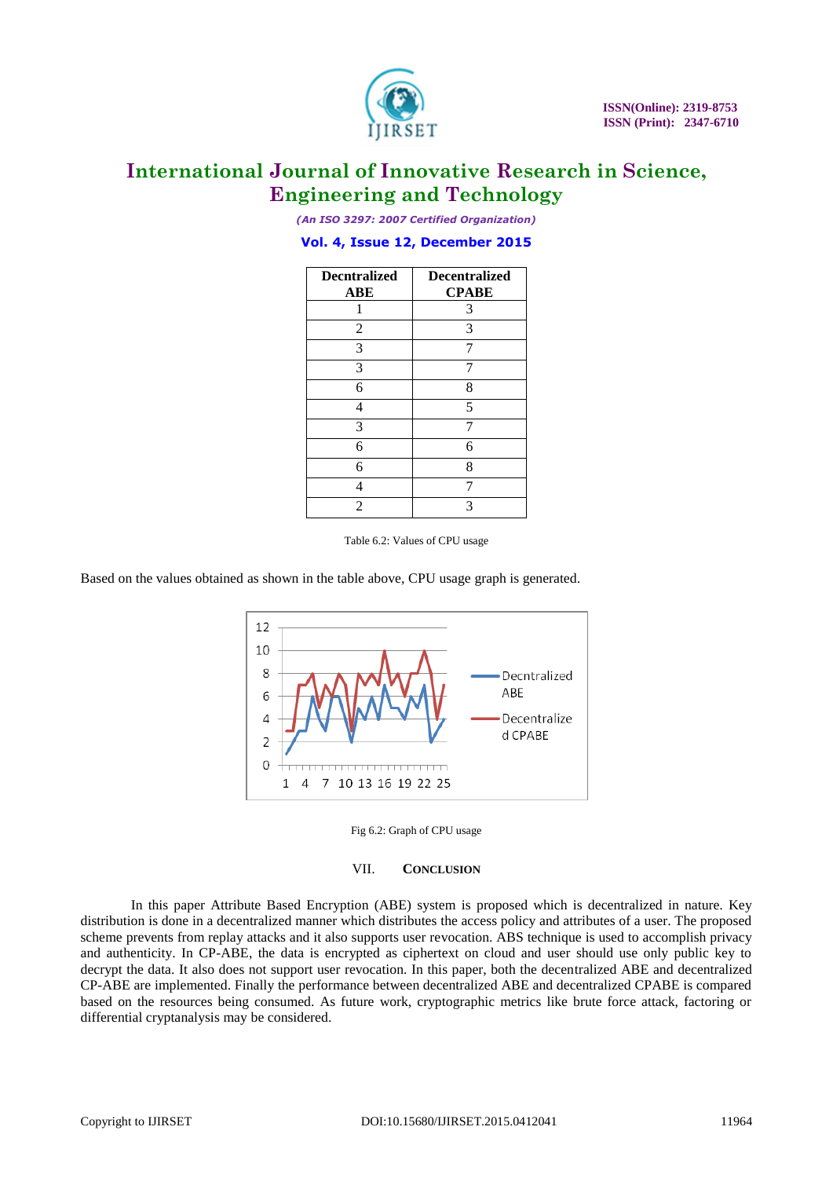| Decntralized ABE | Decentralized CPABE |
|---|---|
| 1 | 3 |
| 2 | 3 |
| 3 | 7 |
| 3 | 7 |
| 6 | 8 |
| 4 | 5 |
| 3 | 7 |
| 6 | 6 |
| 6 | 8 |
| 4 | 7 |
| 2 | 3 |

Table 6.2: Values of CPU usage

Based on the values obtained as shown in the table above, CPU usage graph is generated.

Fig 6.2: Graph of CPU usage

## VII. CONCLUSION

In this paper Attribute Based Encryption (ABE) system is proposed which is decentralized in nature. Key distribution is done in a decentralized manner which distributes the access policy and attributes of a user. The proposed scheme prevents from replay attacks and it also supports user revocation. ABS technique is used to accomplish privacy and authenticity. In CP-ABE, the data is encrypted as ciphertext on cloud and user should use only public key to decrypt the data. It also does not support user revocation. In this paper, both the decentralized ABE and decentralized CP-ABE are implemented. Finally the performance between decentralized ABE and decentralized CPABE is compared based on the resources being consumed. As future work, cryptographic metrics like brute force attack, factoring or differential cryptanalysis may be considered.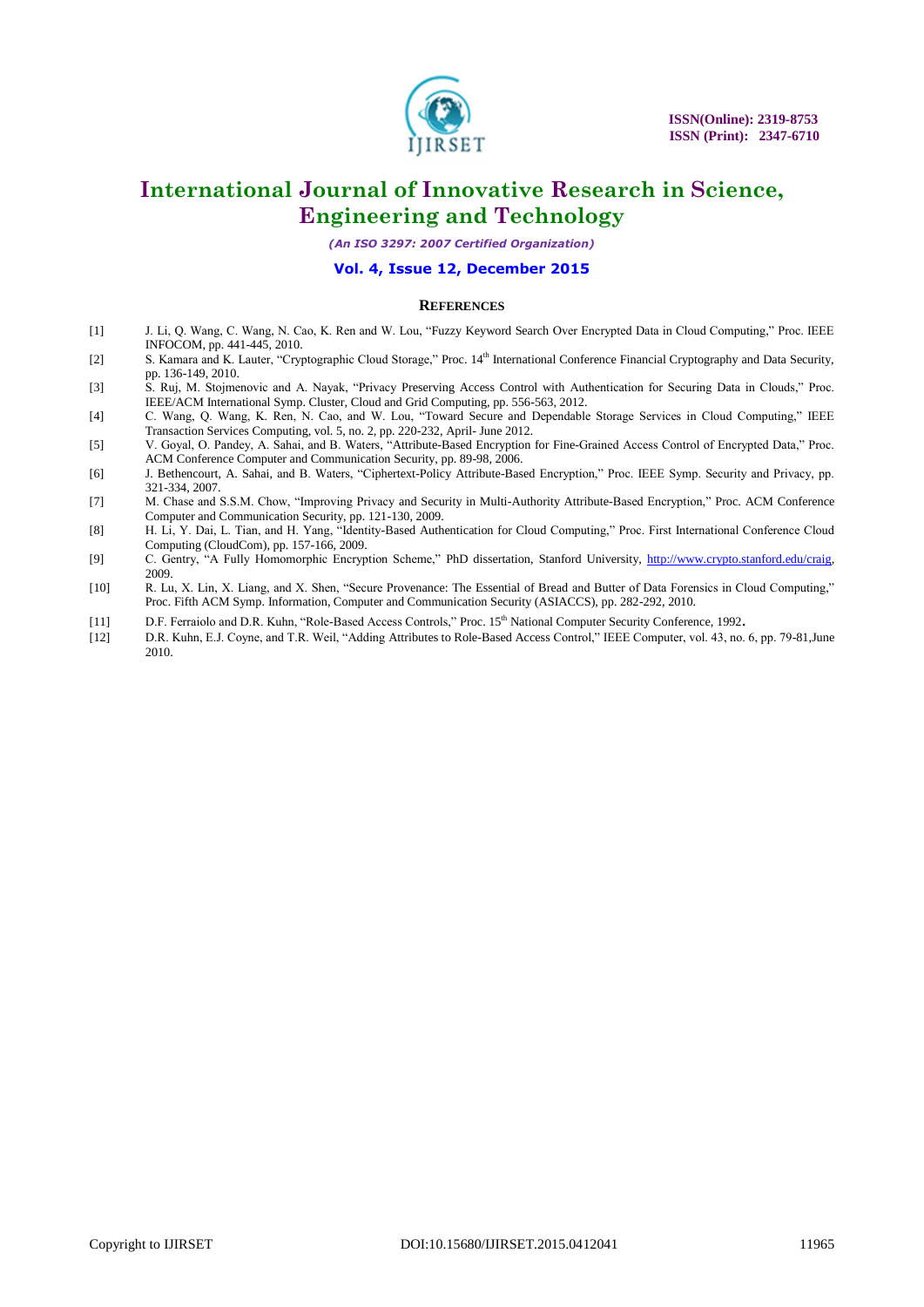## REFERENCES

[1] J. Li, Q. Wang, C. Wang, N. Cao, K. Ren and W. Lou, "Fuzzy Keyword Search Over Encrypted Data in Cloud Computing," Proc. IEEE INFOCOM, pp. 441-445, 2010.

[2] S. Kamara and K. Lauter, "Cryptographic Cloud Storage," Proc. 14th International Conference Financial Cryptography and Data Security, pp. 136-149, 2010.

[3] S. Ruj, M. Stojmenovic and A. Nayak, "Privacy Preserving Access Control with Authentication for Securing Data in Clouds," Proc. IEEE/ACM International Symp. Cluster, Cloud and Grid Computing, pp. 556-563, 2012.

[4] C. Wang, Q. Wang, K. Ren, N. Cao, and W. Lou, "Toward Secure and Dependable Storage Services in Cloud Computing," IEEE Transaction Services Computing, vol. 5, no. 2, pp. 220-232, April- June 2012.

[5] V. Goyal, O. Pandey, A. Sahai, and B. Waters, "Attribute-Based Encryption for Fine-Grained Access Control of Encrypted Data," Proc. ACM Conference Computer and Communication Security, pp. 89-98, 2006.

[6] J. Bethencourt, A. Sahai, and B. Waters, "Ciphertext-Policy Attribute-Based Encryption," Proc. IEEE Symp. Security and Privacy, pp. 321-334, 2007.

[7] M. Chase and S.S.M. Chow, "Improving Privacy and Security in Multi-Authority Attribute-Based Encryption," Proc. ACM Conference Computer and Communication Security, pp. 121-130, 2009.

[8] H. Li, Y. Dai, L. Tian, and H. Yang, "Identity-Based Authentication for Cloud Computing," Proc. First International Conference Cloud Computing (CloudCom), pp. 157-166, 2009.

[9] C. Gentry, "A Fully Homomorphic Encryption Scheme," PhD dissertation, Stanford University, http://www.crypto.stanford.edu/craig, 2009.

[10] R. Lu, X. Lin, X. Liang, and X. Shen, "Secure Provenance: The Essential of Bread and Butter of Data Forensics in Cloud Computing," Proc. Fifth ACM Symp. Information, Computer and Communication Security (ASIACCS), pp. 282-292, 2010.

[11] D.F. Ferraiolo and D.R. Kuhn, "Role-Based Access Controls," Proc. 15th National Computer Security Conference, 1992.

[12] D.R. Kuhn, E.J. Coyne, and T.R. Weil, "Adding Attributes to Role-Based Access Control," IEEE Computer, vol. 43, no. 6, pp. 79-81,June 2010.